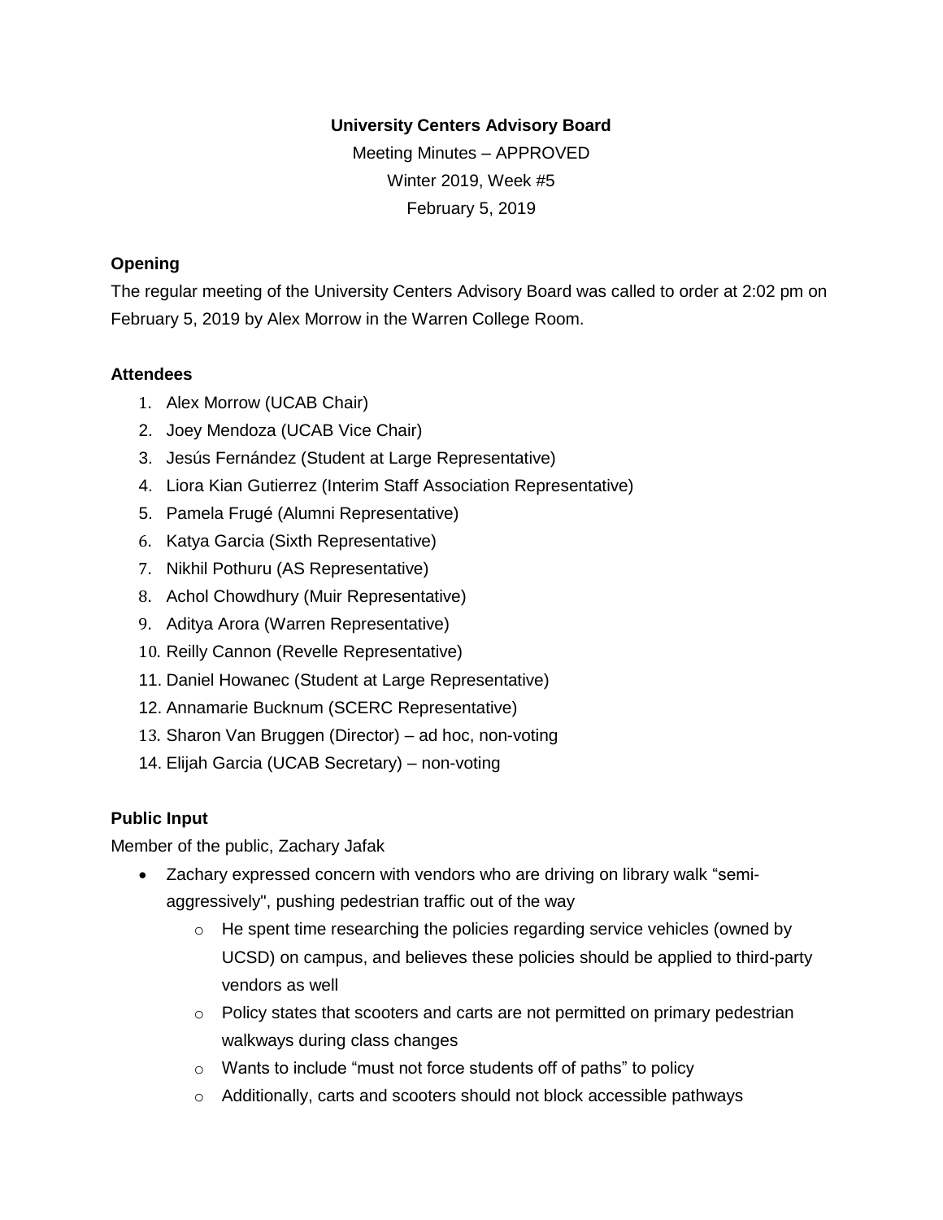**University Centers Advisory Board**

Meeting Minutes – APPROVED

Winter 2019, Week #5

February 5, 2019

## Opening

The regular meeting of the University Centers Advisory Board was called to order at 2:02 pm on February 5, 2019 by Alex Morrow in the Warren College Room.

## Attendees

1. Alex Morrow (UCAB Chair)
2. Joey Mendoza (UCAB Vice Chair)
3. Jesús Fernández (Student at Large Representative)
4. Liora Kian Gutierrez (Interim Staff Association Representative)
5. Pamela Frugé (Alumni Representative)
6. Katya Garcia (Sixth Representative)
7. Nikhil Pothuru (AS Representative)
8. Achol Chowdhury (Muir Representative)
9. Aditya Arora (Warren Representative)
10. Reilly Cannon (Revelle Representative)
11. Daniel Howanec (Student at Large Representative)
12. Annamarie Bucknum (SCERC Representative)
13. Sharon Van Bruggen (Director) – ad hoc, non-voting
14. Elijah Garcia (UCAB Secretary) – non-voting

## Public Input

Member of the public, Zachary Jafak

- Zachary expressed concern with vendors who are driving on library walk "semi-aggressively", pushing pedestrian traffic out of the way
  - He spent time researching the policies regarding service vehicles (owned by UCSD) on campus, and believes these policies should be applied to third-party vendors as well
  - Policy states that scooters and carts are not permitted on primary pedestrian walkways during class changes
  - Wants to include "must not force students off of paths" to policy
  - Additionally, carts and scooters should not block accessible pathways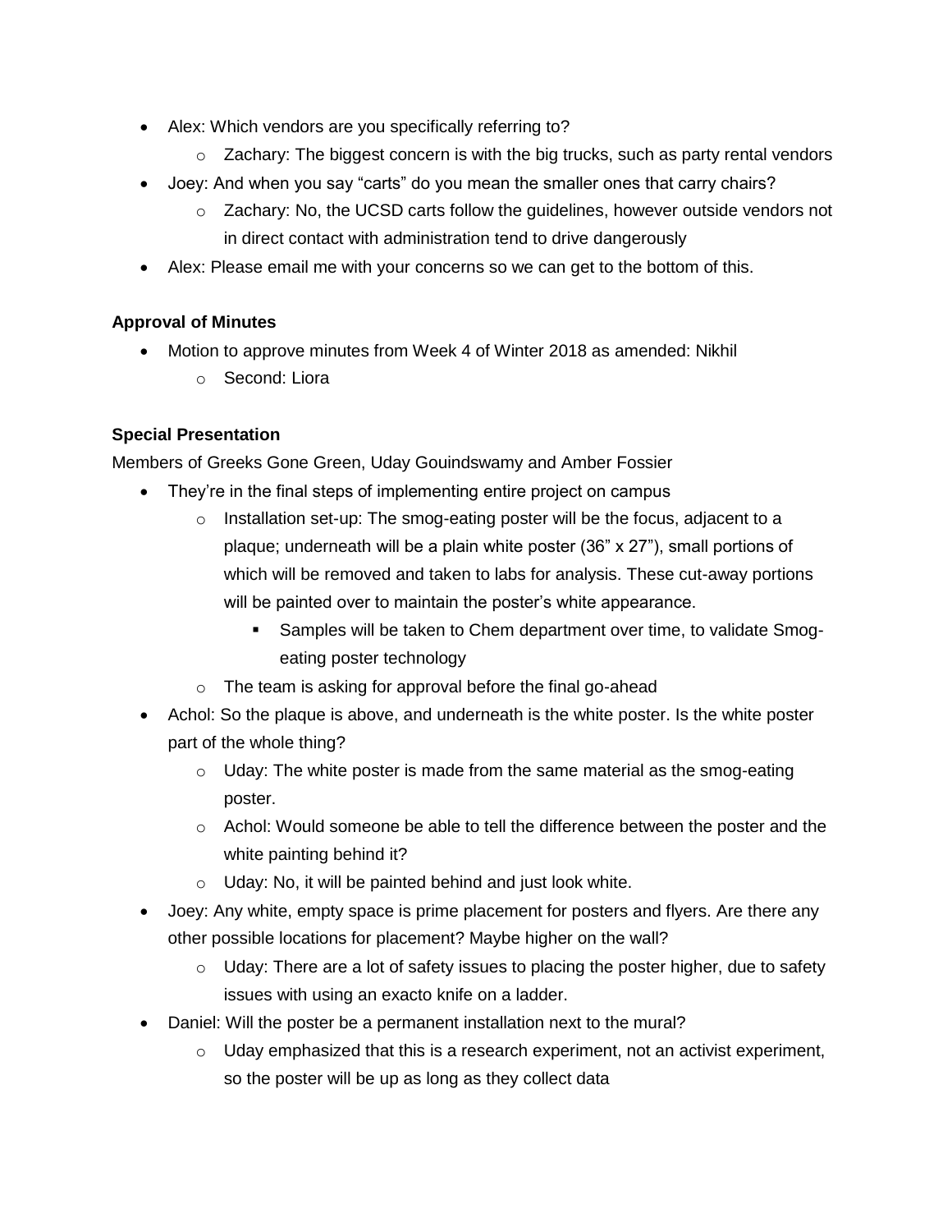- Alex: Which vendors are you specifically referring to?
  - Zachary: The biggest concern is with the big trucks, such as party rental vendors
- Joey: And when you say "carts" do you mean the smaller ones that carry chairs?
  - Zachary: No, the UCSD carts follow the guidelines, however outside vendors not in direct contact with administration tend to drive dangerously
- Alex: Please email me with your concerns so we can get to the bottom of this.

**Approval of Minutes**

- Motion to approve minutes from Week 4 of Winter 2018 as amended: Nikhil
  - Second: Liora

**Special Presentation**

Members of Greeks Gone Green, Uday Gouindswamy and Amber Fossier

- They're in the final steps of implementing entire project on campus
  - Installation set-up: The smog-eating poster will be the focus, adjacent to a plaque; underneath will be a plain white poster (36" x 27"), small portions of which will be removed and taken to labs for analysis. These cut-away portions will be painted over to maintain the poster's white appearance.
    - Samples will be taken to Chem department over time, to validate Smog-eating poster technology
  - The team is asking for approval before the final go-ahead
- Achol: So the plaque is above, and underneath is the white poster. Is the white poster part of the whole thing?
  - Uday: The white poster is made from the same material as the smog-eating poster.
  - Achol: Would someone be able to tell the difference between the poster and the white painting behind it?
  - Uday: No, it will be painted behind and just look white.
- Joey: Any white, empty space is prime placement for posters and flyers. Are there any other possible locations for placement? Maybe higher on the wall?
  - Uday: There are a lot of safety issues to placing the poster higher, due to safety issues with using an exacto knife on a ladder.
- Daniel: Will the poster be a permanent installation next to the mural?
  - Uday emphasized that this is a research experiment, not an activist experiment, so the poster will be up as long as they collect data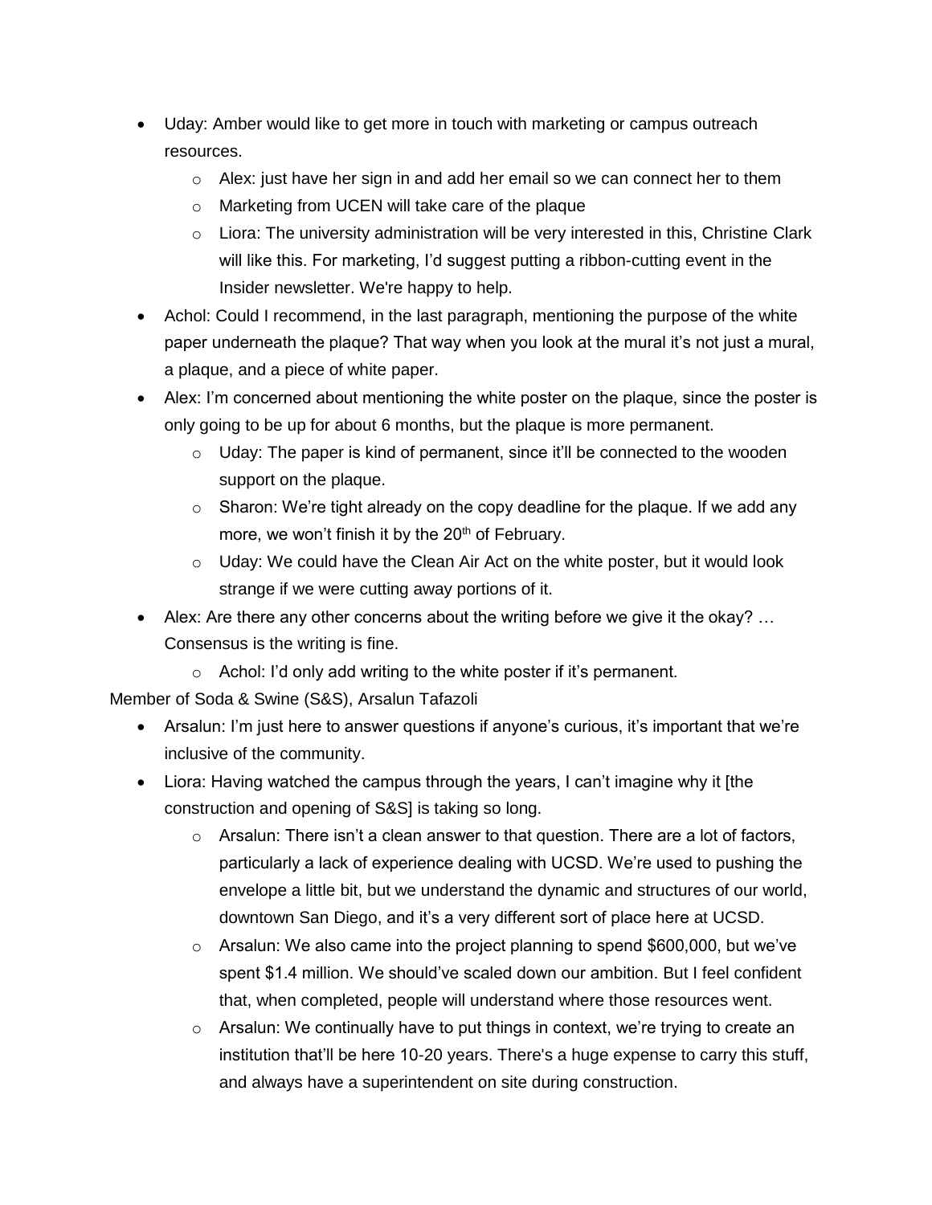- Uday: Amber would like to get more in touch with marketing or campus outreach resources.
    - Alex: just have her sign in and add her email so we can connect her to them
    - Marketing from UCEN will take care of the plaque
    - Liora: The university administration will be very interested in this, Christine Clark will like this. For marketing, I'd suggest putting a ribbon-cutting event in the Insider newsletter. We're happy to help.
- Achol: Could I recommend, in the last paragraph, mentioning the purpose of the white paper underneath the plaque? That way when you look at the mural it's not just a mural, a plaque, and a piece of white paper.
- Alex: I'm concerned about mentioning the white poster on the plaque, since the poster is only going to be up for about 6 months, but the plaque is more permanent.
    - Uday: The paper is kind of permanent, since it'll be connected to the wooden support on the plaque.
    - Sharon: We're tight already on the copy deadline for the plaque. If we add any more, we won't finish it by the 20th of February.
    - Uday: We could have the Clean Air Act on the white poster, but it would look strange if we were cutting away portions of it.
- Alex: Are there any other concerns about the writing before we give it the okay? … Consensus is the writing is fine.
    - Achol: I'd only add writing to the white poster if it's permanent.

Member of Soda & Swine (S&S), Arsalun Tafazoli

- Arsalun: I'm just here to answer questions if anyone's curious, it's important that we're inclusive of the community.
- Liora: Having watched the campus through the years, I can't imagine why it [the construction and opening of S&S] is taking so long.
    - Arsalun: There isn't a clean answer to that question. There are a lot of factors, particularly a lack of experience dealing with UCSD. We're used to pushing the envelope a little bit, but we understand the dynamic and structures of our world, downtown San Diego, and it's a very different sort of place here at UCSD.
    - Arsalun: We also came into the project planning to spend $600,000, but we've spent $1.4 million. We should've scaled down our ambition. But I feel confident that, when completed, people will understand where those resources went.
    - Arsalun: We continually have to put things in context, we're trying to create an institution that'll be here 10-20 years. There's a huge expense to carry this stuff, and always have a superintendent on site during construction.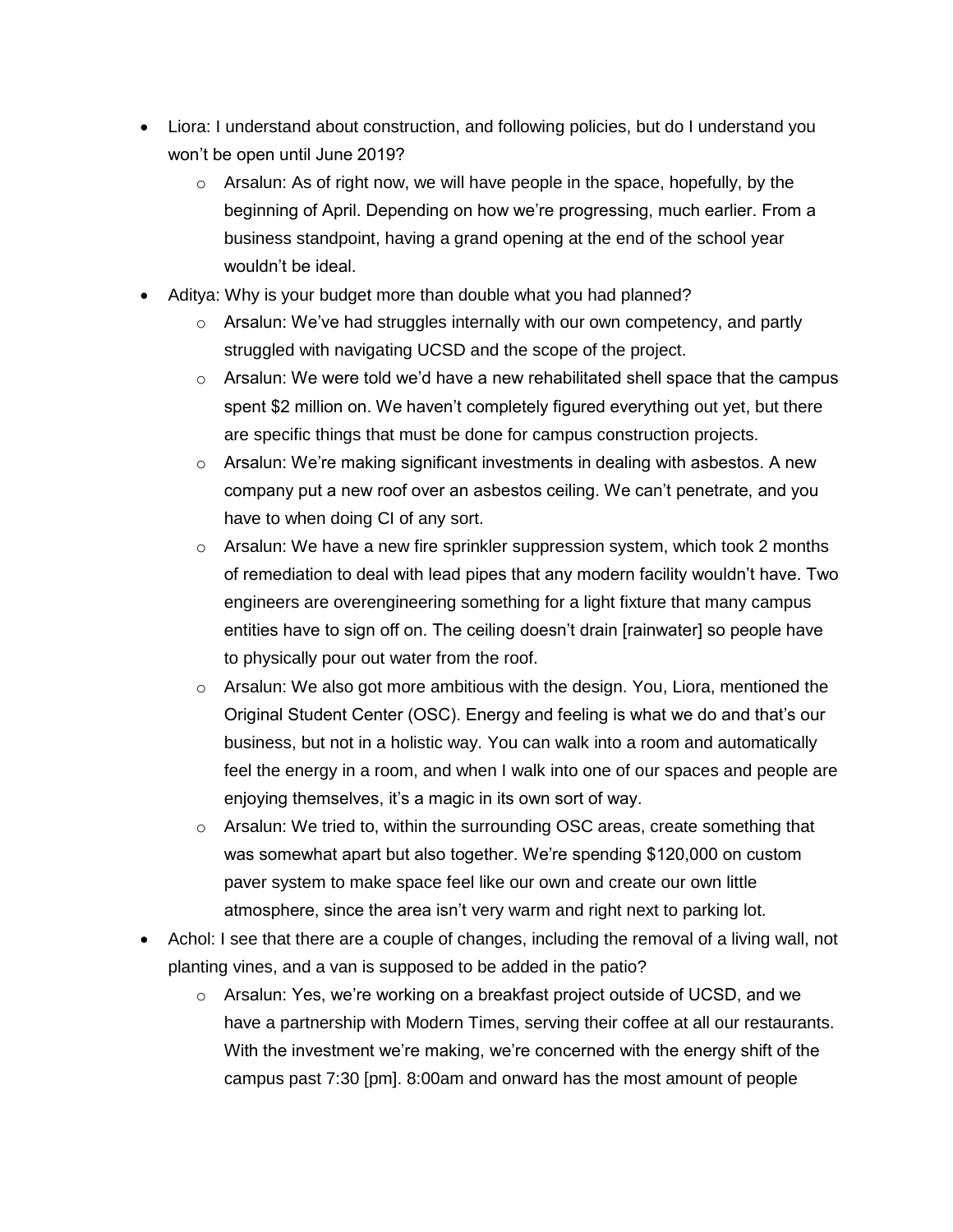- Liora: I understand about construction, and following policies, but do I understand you won't be open until June 2019?
    - Arsalun: As of right now, we will have people in the space, hopefully, by the beginning of April. Depending on how we're progressing, much earlier. From a business standpoint, having a grand opening at the end of the school year wouldn't be ideal.
- Aditya: Why is your budget more than double what you had planned?
    - Arsalun: We've had struggles internally with our own competency, and partly struggled with navigating UCSD and the scope of the project.
    - Arsalun: We were told we'd have a new rehabilitated shell space that the campus spent $2 million on. We haven't completely figured everything out yet, but there are specific things that must be done for campus construction projects.
    - Arsalun: We're making significant investments in dealing with asbestos. A new company put a new roof over an asbestos ceiling. We can't penetrate, and you have to when doing CI of any sort.
    - Arsalun: We have a new fire sprinkler suppression system, which took 2 months of remediation to deal with lead pipes that any modern facility wouldn't have. Two engineers are overengineering something for a light fixture that many campus entities have to sign off on. The ceiling doesn't drain [rainwater] so people have to physically pour out water from the roof.
    - Arsalun: We also got more ambitious with the design. You, Liora, mentioned the Original Student Center (OSC). Energy and feeling is what we do and that's our business, but not in a holistic way. You can walk into a room and automatically feel the energy in a room, and when I walk into one of our spaces and people are enjoying themselves, it's a magic in its own sort of way.
    - Arsalun: We tried to, within the surrounding OSC areas, create something that was somewhat apart but also together. We're spending $120,000 on custom paver system to make space feel like our own and create our own little atmosphere, since the area isn't very warm and right next to parking lot.
- Achol: I see that there are a couple of changes, including the removal of a living wall, not planting vines, and a van is supposed to be added in the patio?
    - Arsalun: Yes, we're working on a breakfast project outside of UCSD, and we have a partnership with Modern Times, serving their coffee at all our restaurants. With the investment we're making, we're concerned with the energy shift of the campus past 7:30 [pm]. 8:00am and onward has the most amount of people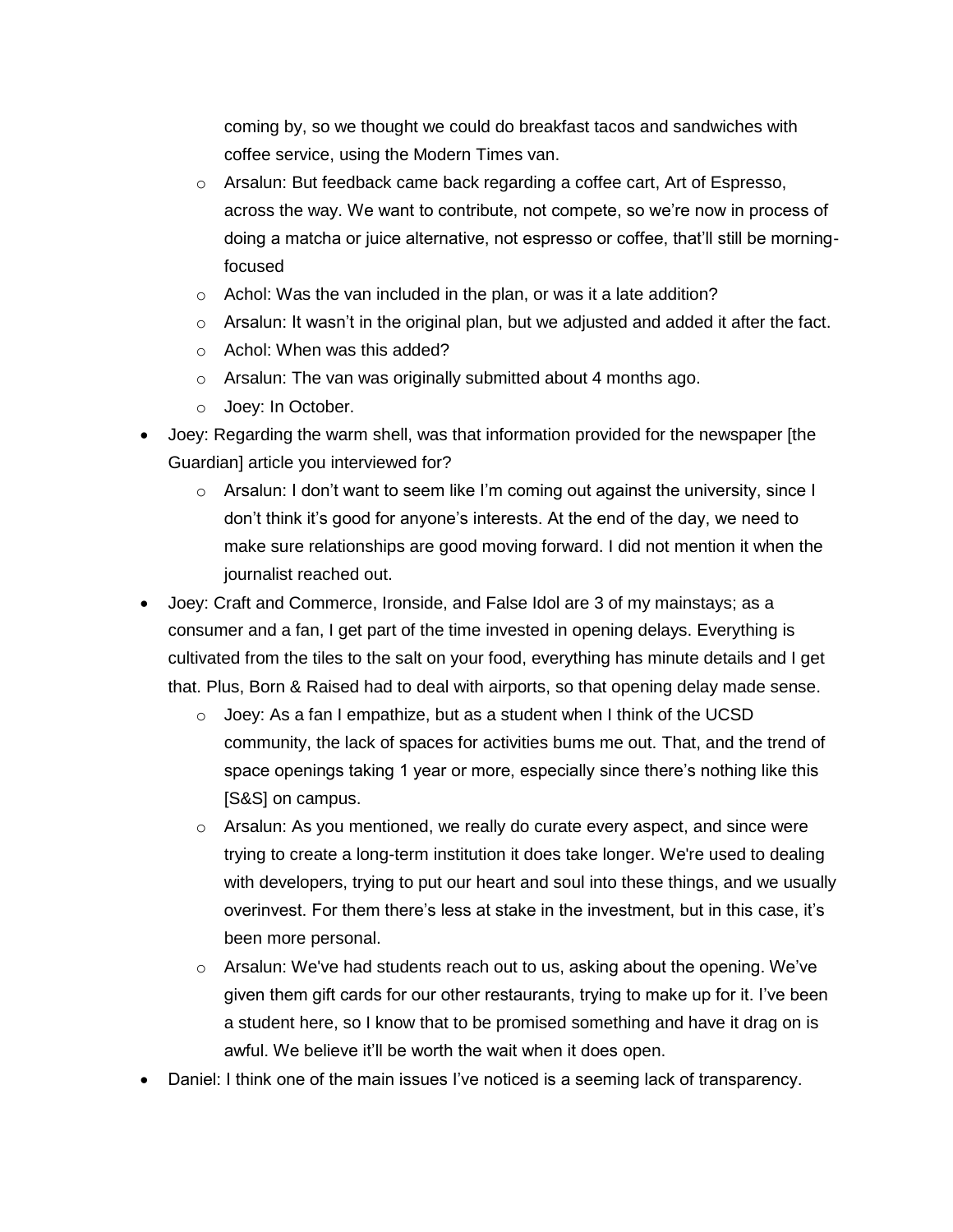coming by, so we thought we could do breakfast tacos and sandwiches with coffee service, using the Modern Times van.

  - Arsalun: But feedback came back regarding a coffee cart, Art of Espresso, across the way. We want to contribute, not compete, so we're now in process of doing a matcha or juice alternative, not espresso or coffee, that'll still be morning-focused
  - Achol: Was the van included in the plan, or was it a late addition?
  - Arsalun: It wasn't in the original plan, but we adjusted and added it after the fact.
  - Achol: When was this added?
  - Arsalun: The van was originally submitted about 4 months ago.
  - Joey: In October.
- Joey: Regarding the warm shell, was that information provided for the newspaper [the Guardian] article you interviewed for?
  - Arsalun: I don't want to seem like I'm coming out against the university, since I don't think it's good for anyone's interests. At the end of the day, we need to make sure relationships are good moving forward. I did not mention it when the journalist reached out.
- Joey: Craft and Commerce, Ironside, and False Idol are 3 of my mainstays; as a consumer and a fan, I get part of the time invested in opening delays. Everything is cultivated from the tiles to the salt on your food, everything has minute details and I get that. Plus, Born & Raised had to deal with airports, so that opening delay made sense.
  - Joey: As a fan I empathize, but as a student when I think of the UCSD community, the lack of spaces for activities bums me out. That, and the trend of space openings taking 1 year or more, especially since there's nothing like this [S&S] on campus.
  - Arsalun: As you mentioned, we really do curate every aspect, and since were trying to create a long-term institution it does take longer. We're used to dealing with developers, trying to put our heart and soul into these things, and we usually overinvest. For them there's less at stake in the investment, but in this case, it's been more personal.
  - Arsalun: We've had students reach out to us, asking about the opening. We've given them gift cards for our other restaurants, trying to make up for it. I've been a student here, so I know that to be promised something and have it drag on is awful. We believe it'll be worth the wait when it does open.
- Daniel: I think one of the main issues I've noticed is a seeming lack of transparency.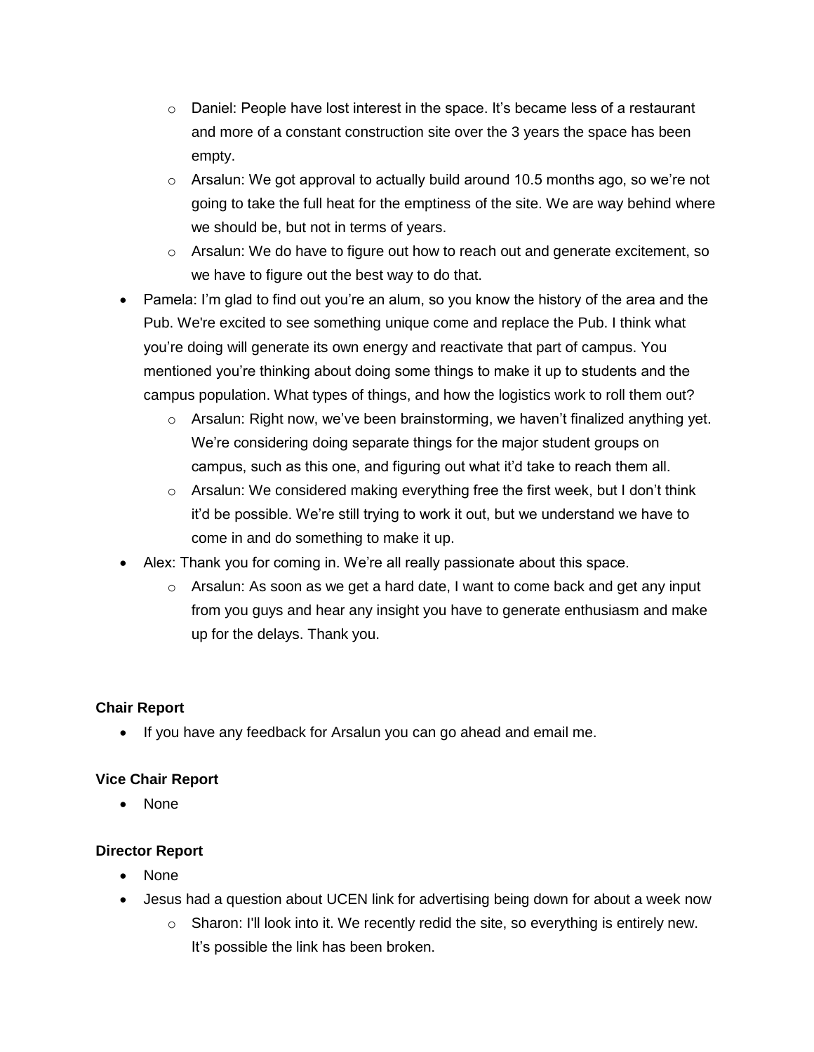- Daniel: People have lost interest in the space. It's became less of a restaurant and more of a constant construction site over the 3 years the space has been empty.
  - Arsalun: We got approval to actually build around 10.5 months ago, so we're not going to take the full heat for the emptiness of the site. We are way behind where we should be, but not in terms of years.
  - Arsalun: We do have to figure out how to reach out and generate excitement, so we have to figure out the best way to do that.
- Pamela: I'm glad to find out you're an alum, so you know the history of the area and the Pub. We're excited to see something unique come and replace the Pub. I think what you're doing will generate its own energy and reactivate that part of campus. You mentioned you're thinking about doing some things to make it up to students and the campus population. What types of things, and how the logistics work to roll them out?
  - Arsalun: Right now, we've been brainstorming, we haven't finalized anything yet. We're considering doing separate things for the major student groups on campus, such as this one, and figuring out what it'd take to reach them all.
  - Arsalun: We considered making everything free the first week, but I don't think it'd be possible. We're still trying to work it out, but we understand we have to come in and do something to make it up.
- Alex: Thank you for coming in. We're all really passionate about this space.
  - Arsalun: As soon as we get a hard date, I want to come back and get any input from you guys and hear any insight you have to generate enthusiasm and make up for the delays. Thank you.

**Chair Report**

- If you have any feedback for Arsalun you can go ahead and email me.

**Vice Chair Report**

- None

**Director Report**

- None
- Jesus had a question about UCEN link for advertising being down for about a week now
  - Sharon: I'll look into it. We recently redid the site, so everything is entirely new. It's possible the link has been broken.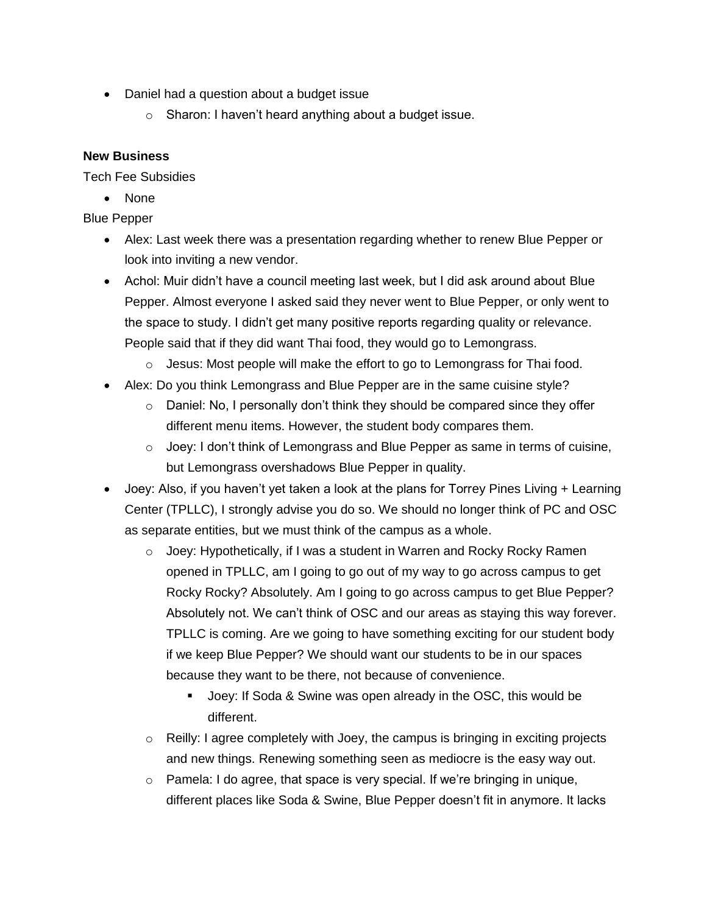- Daniel had a question about a budget issue
    - Sharon: I haven't heard anything about a budget issue.

**New Business**

Tech Fee Subsidies

- None

Blue Pepper

- Alex: Last week there was a presentation regarding whether to renew Blue Pepper or look into inviting a new vendor.
- Achol: Muir didn't have a council meeting last week, but I did ask around about Blue Pepper. Almost everyone I asked said they never went to Blue Pepper, or only went to the space to study. I didn't get many positive reports regarding quality or relevance. People said that if they did want Thai food, they would go to Lemongrass.
    - Jesus: Most people will make the effort to go to Lemongrass for Thai food.
- Alex: Do you think Lemongrass and Blue Pepper are in the same cuisine style?
    - Daniel: No, I personally don't think they should be compared since they offer different menu items. However, the student body compares them.
    - Joey: I don't think of Lemongrass and Blue Pepper as same in terms of cuisine, but Lemongrass overshadows Blue Pepper in quality.
- Joey: Also, if you haven't yet taken a look at the plans for Torrey Pines Living + Learning Center (TPLLC), I strongly advise you do so. We should no longer think of PC and OSC as separate entities, but we must think of the campus as a whole.
    - Joey: Hypothetically, if I was a student in Warren and Rocky Rocky Ramen opened in TPLLC, am I going to go out of my way to go across campus to get Rocky Rocky? Absolutely. Am I going to go across campus to get Blue Pepper? Absolutely not. We can't think of OSC and our areas as staying this way forever. TPLLC is coming. Are we going to have something exciting for our student body if we keep Blue Pepper? We should want our students to be in our spaces because they want to be there, not because of convenience.
        - Joey: If Soda & Swine was open already in the OSC, this would be different.
    - Reilly: I agree completely with Joey, the campus is bringing in exciting projects and new things. Renewing something seen as mediocre is the easy way out.
    - Pamela: I do agree, that space is very special. If we're bringing in unique, different places like Soda & Swine, Blue Pepper doesn't fit in anymore. It lacks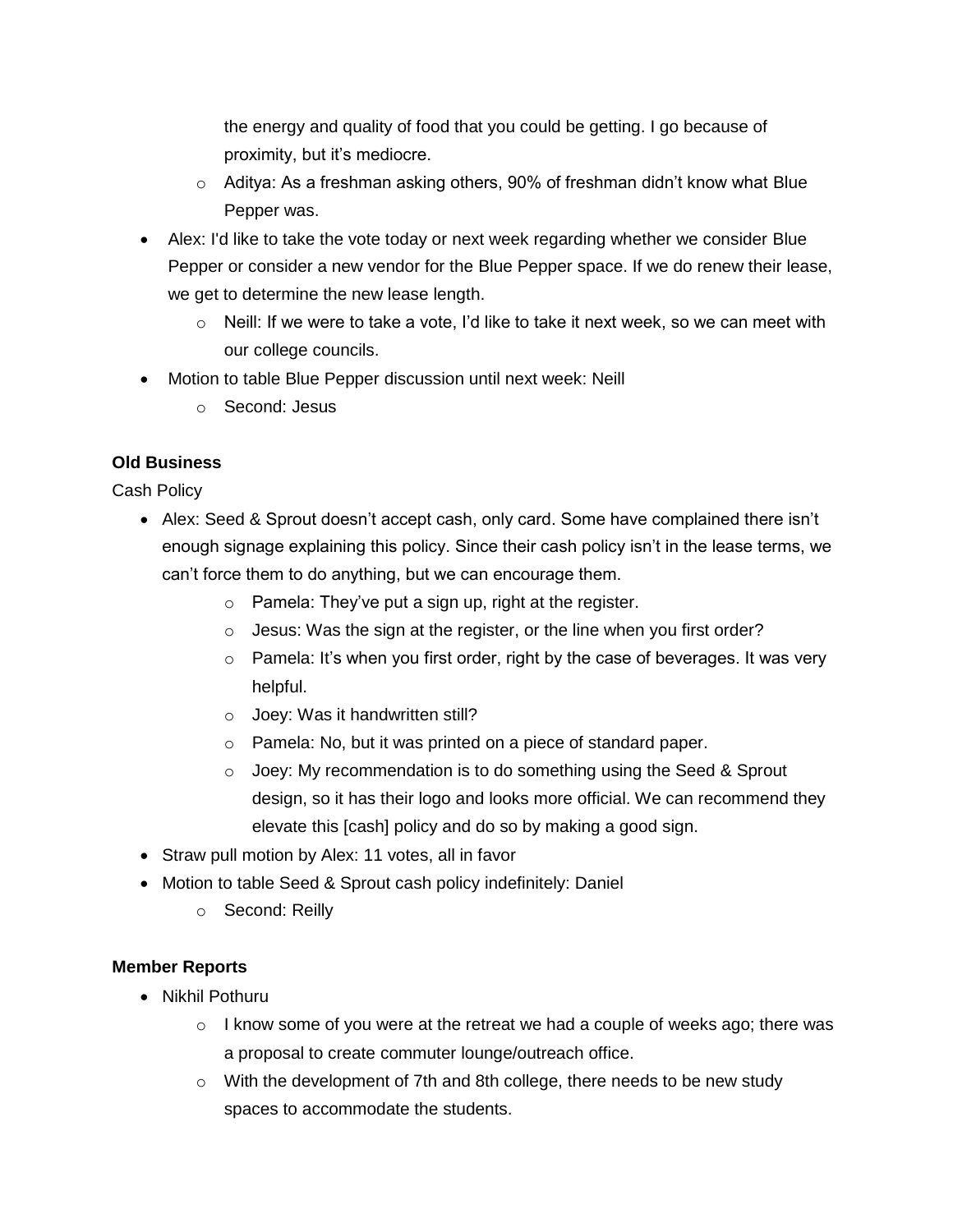- the energy and quality of food that you could be getting. I go because of proximity, but it's mediocre.
  - Aditya: As a freshman asking others, 90% of freshman didn't know what Blue Pepper was.
- Alex: I'd like to take the vote today or next week regarding whether we consider Blue Pepper or consider a new vendor for the Blue Pepper space. If we do renew their lease, we get to determine the new lease length.
  - Neill: If we were to take a vote, I'd like to take it next week, so we can meet with our college councils.
- Motion to table Blue Pepper discussion until next week: Neill
  - Second: Jesus

**Old Business**

Cash Policy

- Alex: Seed & Sprout doesn't accept cash, only card. Some have complained there isn't enough signage explaining this policy. Since their cash policy isn't in the lease terms, we can't force them to do anything, but we can encourage them.
  - Pamela: They've put a sign up, right at the register.
  - Jesus: Was the sign at the register, or the line when you first order?
  - Pamela: It's when you first order, right by the case of beverages. It was very helpful.
  - Joey: Was it handwritten still?
  - Pamela: No, but it was printed on a piece of standard paper.
  - Joey: My recommendation is to do something using the Seed & Sprout design, so it has their logo and looks more official. We can recommend they elevate this [cash] policy and do so by making a good sign.
- Straw pull motion by Alex: 11 votes, all in favor
- Motion to table Seed & Sprout cash policy indefinitely: Daniel
  - Second: Reilly

**Member Reports**

- Nikhil Pothuru
  - I know some of you were at the retreat we had a couple of weeks ago; there was a proposal to create commuter lounge/outreach office.
  - With the development of 7th and 8th college, there needs to be new study spaces to accommodate the students.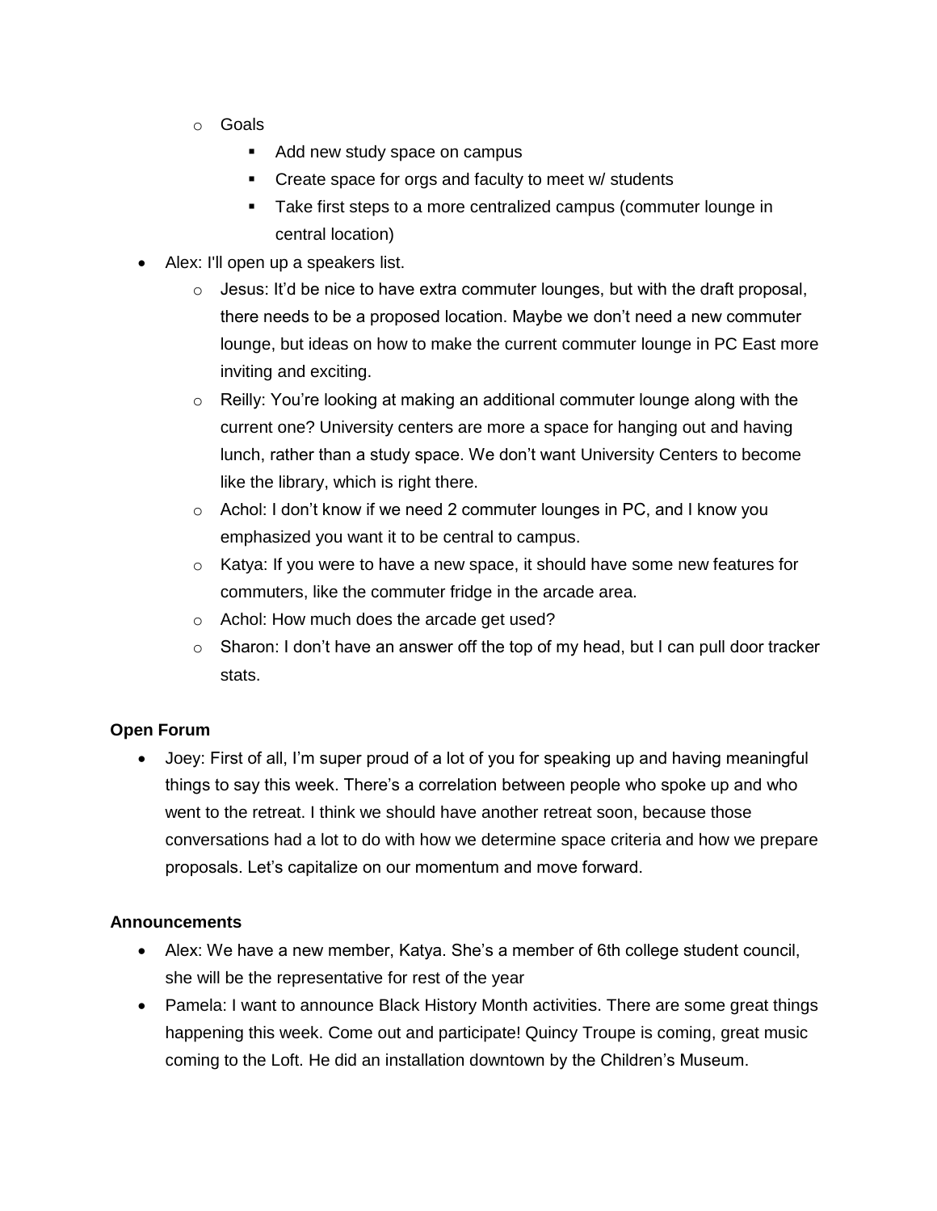- Goals
  - Add new study space on campus
  - Create space for orgs and faculty to meet w/ students
  - Take first steps to a more centralized campus (commuter lounge in central location)

- Alex: I'll open up a speakers list.
  - Jesus: It'd be nice to have extra commuter lounges, but with the draft proposal, there needs to be a proposed location. Maybe we don't need a new commuter lounge, but ideas on how to make the current commuter lounge in PC East more inviting and exciting.
  - Reilly: You're looking at making an additional commuter lounge along with the current one? University centers are more a space for hanging out and having lunch, rather than a study space. We don't want University Centers to become like the library, which is right there.
  - Achol: I don't know if we need 2 commuter lounges in PC, and I know you emphasized you want it to be central to campus.
  - Katya: If you were to have a new space, it should have some new features for commuters, like the commuter fridge in the arcade area.
  - Achol: How much does the arcade get used?
  - Sharon: I don't have an answer off the top of my head, but I can pull door tracker stats.

**Open Forum**

- Joey: First of all, I'm super proud of a lot of you for speaking up and having meaningful things to say this week. There's a correlation between people who spoke up and who went to the retreat. I think we should have another retreat soon, because those conversations had a lot to do with how we determine space criteria and how we prepare proposals. Let's capitalize on our momentum and move forward.

**Announcements**

- Alex: We have a new member, Katya. She's a member of 6th college student council, she will be the representative for rest of the year
- Pamela: I want to announce Black History Month activities. There are some great things happening this week. Come out and participate! Quincy Troupe is coming, great music coming to the Loft. He did an installation downtown by the Children's Museum.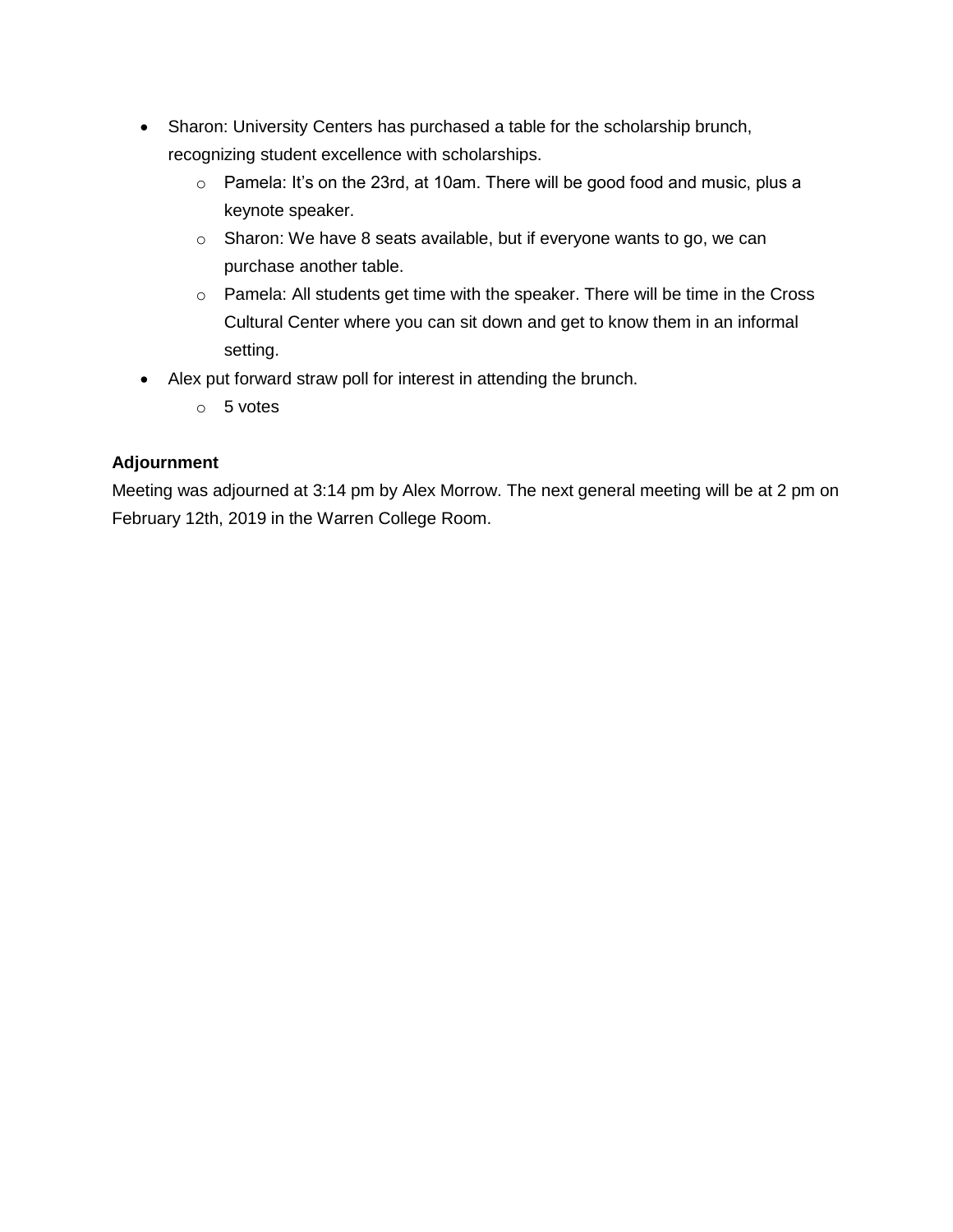- Sharon: University Centers has purchased a table for the scholarship brunch, recognizing student excellence with scholarships.
    - Pamela: It's on the 23rd, at 10am. There will be good food and music, plus a keynote speaker.
    - Sharon: We have 8 seats available, but if everyone wants to go, we can purchase another table.
    - Pamela: All students get time with the speaker. There will be time in the Cross Cultural Center where you can sit down and get to know them in an informal setting.
- Alex put forward straw poll for interest in attending the brunch.
    - 5 votes

**Adjournment**

Meeting was adjourned at 3:14 pm by Alex Morrow. The next general meeting will be at 2 pm on February 12th, 2019 in the Warren College Room.